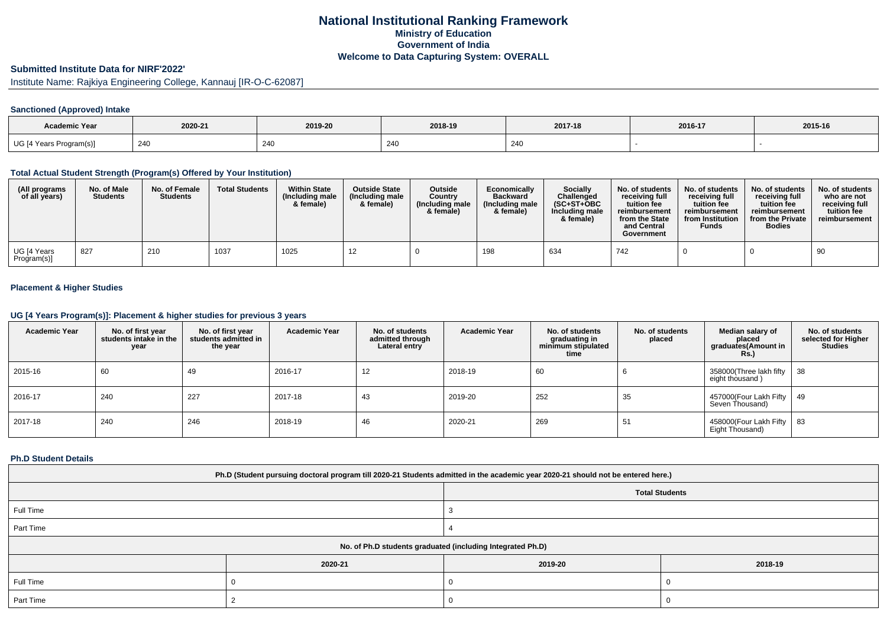# National Institutional Ranking Framework
## Ministry of Education
## Government of India
## Welcome to Data Capturing System: OVERALL

**Submitted Institute Data for NIRF'2022'**

Institute Name: Rajkiya Engineering College, Kannauj [IR-O-C-62087]

### Sanctioned (Approved) Intake

| Academic Year | 2020-21 | 2019-20 | 2018-19 | 2017-18 | 2016-17 | 2015-16 |
|---|---|---|---|---|---|---|
| UG [4 Years Program(s)] | 240 | 240 | 240 | 240 | - | - |

### Total Actual Student Strength (Program(s) Offered by Your Institution)

| (All programs of all years) | No. of Male Students | No. of Female Students | Total Students | Within State (Including male & female) | Outside State (Including male & female) | Outside Country (Including male & female) | Economically Backward (Including male & female) | Socially Challenged (SC+ST+OBC Including male & female) | No. of students receiving full tuition fee reimbursement from the State and Central Government | No. of students receiving full tuition fee reimbursement from Institution Funds | No. of students receiving full tuition fee reimbursement from the Private Bodies | No. of students who are not receiving full tuition fee reimbursement |
|---|---|---|---|---|---|---|---|---|---|---|---|---|
| UG [4 Years Program(s)] | 827 | 210 | 1037 | 1025 | 12 | 0 | 198 | 634 | 742 | 0 | 0 | 90 |

### Placement & Higher Studies

### UG [4 Years Program(s)]: Placement & higher studies for previous 3 years

| Academic Year | No. of first year students intake in the year | No. of first year students admitted in the year | Academic Year | No. of students admitted through Lateral entry | Academic Year | No. of students graduating in minimum stipulated time | No. of students placed | Median salary of placed graduates(Amount in Rs.) | No. of students selected for Higher Studies |
|---|---|---|---|---|---|---|---|---|---|
| 2015-16 | 60 | 49 | 2016-17 | 12 | 2018-19 | 60 | 6 | 358000(Three lakh fifty eight thousand ) | 38 |
| 2016-17 | 240 | 227 | 2017-18 | 43 | 2019-20 | 252 | 35 | 457000(Four Lakh Fifty Seven Thousand) | 49 |
| 2017-18 | 240 | 246 | 2018-19 | 46 | 2020-21 | 269 | 51 | 458000(Four Lakh Fifty Eight Thousand) | 83 |

### Ph.D Student Details

| Ph.D (Student pursuing doctoral program till 2020-21 Students admitted in the academic year 2020-21 should not be entered here.) | |
|---|---|
| | Total Students |
| Full Time | 3 |
| Part Time | 4 |

| No. of Ph.D students graduated (including Integrated Ph.D) | | | |
|---|---|---|---|
| | 2020-21 | 2019-20 | 2018-19 |
| Full Time | 0 | 0 | 0 |
| Part Time | 2 | 0 | 0 |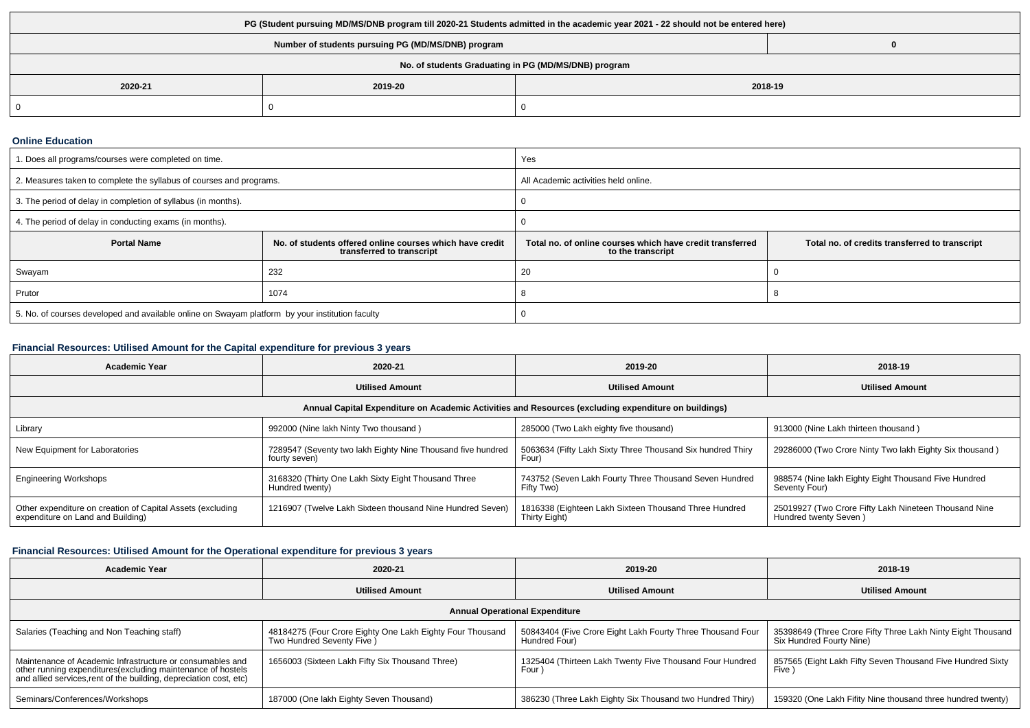| PG (Student pursuing MD/MS/DNB program till 2020-21 Students admitted in the academic year 2021 - 22 should not be entered here) | | |
|---|---|---|
| Number of students pursuing PG (MD/MS/DNB) program | | 0 |
| No. of students Graduating in PG (MD/MS/DNB) program | | |
| 2020-21 | 2019-20 | 2018-19 |
| 0 | 0 | 0 |

### Online Education

| | | | |
|---|---|---|---|
| 1. Does all programs/courses were completed on time. | | Yes | |
| 2. Measures taken to complete the syllabus of courses and programs. | | All Academic activities held online. | |
| 3. The period of delay in completion of syllabus (in months). | | 0 | |
| 4. The period of delay in conducting exams (in months). | | 0 | |
| **Portal Name** | **No. of students offered online courses which have credit transferred to transcript** | **Total no. of online courses which have credit transferred to the transcript** | **Total no. of credits transferred to transcript** |
| Swayam | 232 | 20 | 0 |
| Prutor | 1074 | 8 | 8 |
| 5. No. of courses developed and available online on Swayam platform by your institution faculty | | 0 | |

### Financial Resources: Utilised Amount for the Capital expenditure for previous 3 years

| Academic Year | 2020-21 | 2019-20 | 2018-19 |
|---|---|---|---|
| | Utilised Amount | Utilised Amount | Utilised Amount |
| Annual Capital Expenditure on Academic Activities and Resources (excluding expenditure on buildings) | | | |
| Library | 992000 (Nine lakh Ninty Two thousand ) | 285000 (Two Lakh eighty five thousand) | 913000 (Nine Lakh thirteen thousand ) |
| New Equipment for Laboratories | 7289547 (Seventy two lakh Eighty Nine Thousand five hundred fourty seven) | 5063634 (Fifty Lakh Sixty Three Thousand Six hundred Thiry Four) | 29286000 (Two Crore Ninty Two lakh Eighty Six thousand ) |
| Engineering Workshops | 3168320 (Thirty One Lakh Sixty Eight Thousand Three Hundred twenty) | 743752 (Seven Lakh Fourty Three Thousand Seven Hundred Fifty Two) | 988574 (Nine lakh Eighty Eight Thousand Five Hundred Seventy Four) |
| Other expenditure on creation of Capital Assets (excluding expenditure on Land and Building) | 1216907 (Twelve Lakh Sixteen thousand Nine Hundred Seven) | 1816338 (Eighteen Lakh Sixteen Thousand Three Hundred Thirty Eight) | 25019927 (Two Crore Fifty Lakh Nineteen Thousand Nine Hundred twenty Seven ) |

### Financial Resources: Utilised Amount for the Operational expenditure for previous 3 years

| Academic Year | 2020-21 | 2019-20 | 2018-19 |
|---|---|---|---|
| | Utilised Amount | Utilised Amount | Utilised Amount |
| Annual Operational Expenditure | | | |
| Salaries (Teaching and Non Teaching staff) | 48184275 (Four Crore Eighty One Lakh Eighty Four Thousand Two Hundred Seventy Five ) | 50843404 (Five Crore Eight Lakh Fourty Three Thousand Four Hundred Four) | 35398649 (Three Crore Fifty Three Lakh Ninty Eight Thousand Six Hundred Fourty Nine) |
| Maintenance of Academic Infrastructure or consumables and other running expenditures(excluding maintenance of hostels and allied services,rent of the building, depreciation cost, etc) | 1656003 (Sixteen Lakh Fifty Six Thousand Three) | 1325404 (Thirteen Lakh Twenty Five Thousand Four Hundred Four ) | 857565 (Eight Lakh Fifty Seven Thousand Five Hundred Sixty Five ) |
| Seminars/Conferences/Workshops | 187000 (One lakh Eighty Seven Thousand) | 386230 (Three Lakh Eighty Six Thousand two Hundred Thiry) | 159320 (One Lakh Fifity Nine thousand three hundred twenty) |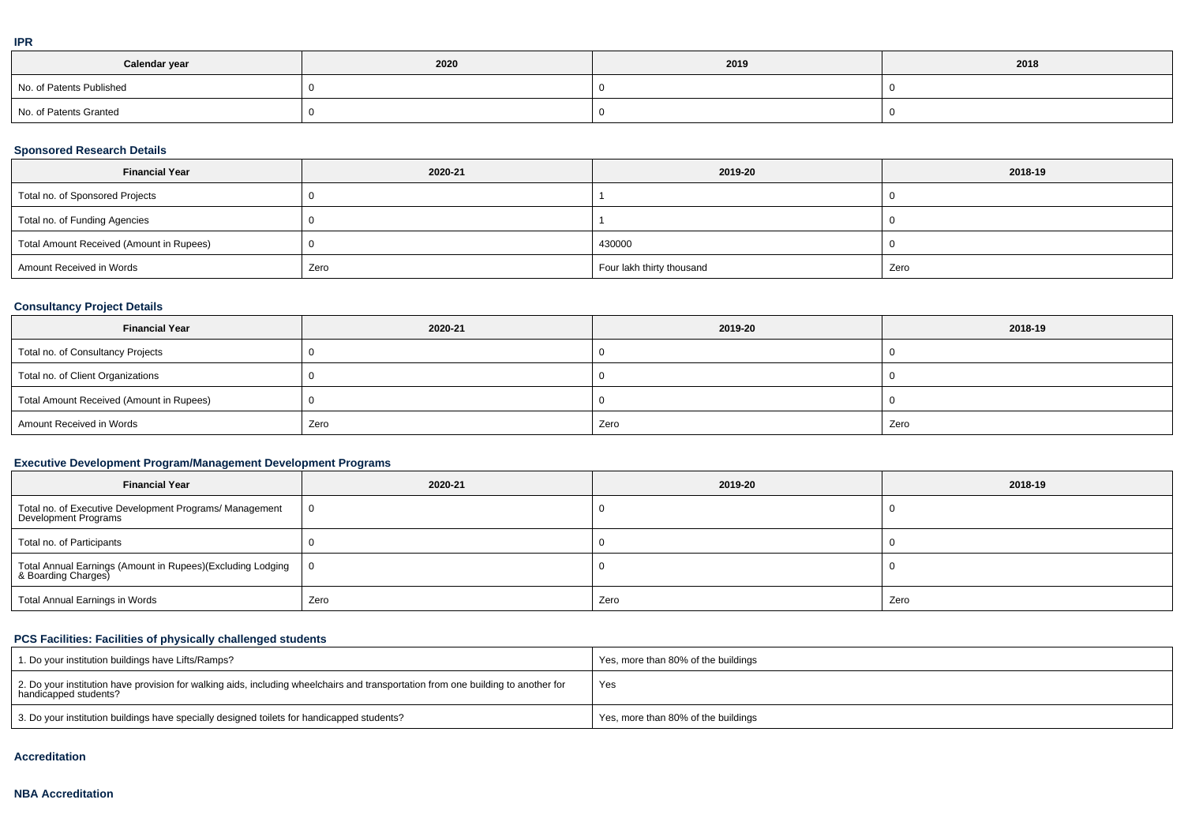### IPR

| Calendar year | 2020 | 2019 | 2018 |
|---|---|---|---|
| No. of Patents Published | 0 | 0 | 0 |
| No. of Patents Granted | 0 | 0 | 0 |

### Sponsored Research Details

| Financial Year | 2020-21 | 2019-20 | 2018-19 |
|---|---|---|---|
| Total no. of Sponsored Projects | 0 | 1 | 0 |
| Total no. of Funding Agencies | 0 | 1 | 0 |
| Total Amount Received (Amount in Rupees) | 0 | 430000 | 0 |
| Amount Received in Words | Zero | Four lakh thirty thousand | Zero |

### Consultancy Project Details

| Financial Year | 2020-21 | 2019-20 | 2018-19 |
|---|---|---|---|
| Total no. of Consultancy Projects | 0 | 0 | 0 |
| Total no. of Client Organizations | 0 | 0 | 0 |
| Total Amount Received (Amount in Rupees) | 0 | 0 | 0 |
| Amount Received in Words | Zero | Zero | Zero |

### Executive Development Program/Management Development Programs

| Financial Year | 2020-21 | 2019-20 | 2018-19 |
|---|---|---|---|
| Total no. of Executive Development Programs/ Management Development Programs | 0 | 0 | 0 |
| Total no. of Participants | 0 | 0 | 0 |
| Total Annual Earnings (Amount in Rupees)(Excluding Lodging & Boarding Charges) | 0 | 0 | 0 |
| Total Annual Earnings in Words | Zero | Zero | Zero |

### PCS Facilities: Facilities of physically challenged students

| | |
|---|---|
| 1. Do your institution buildings have Lifts/Ramps? | Yes, more than 80% of the buildings |
| 2. Do your institution have provision for walking aids, including wheelchairs and transportation from one building to another for handicapped students? | Yes |
| 3. Do your institution buildings have specially designed toilets for handicapped students? | Yes, more than 80% of the buildings |

### Accreditation

### NBA Accreditation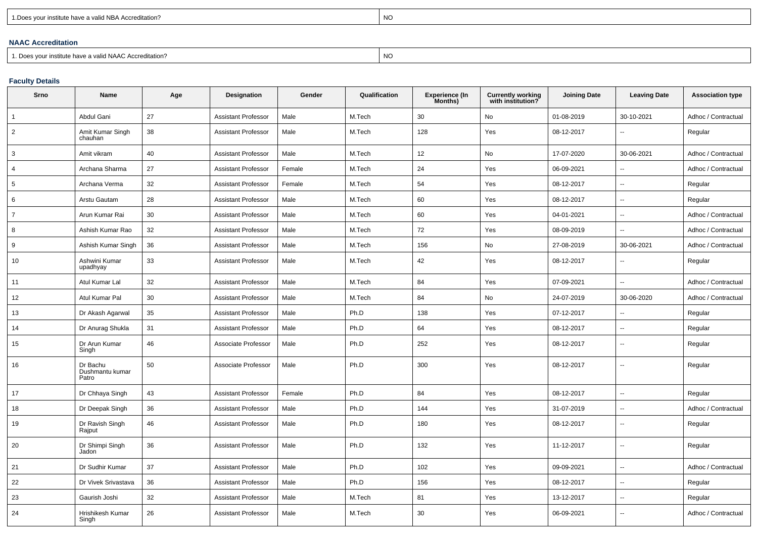| 1.Does your institute have a valid NBA Accreditation? | NO |
|---|---|

### NAAC Accreditation

| 1. Does your institute have a valid NAAC Accreditation? | NO |
|---|---|

### Faculty Details

| Srno | Name | Age | Designation | Gender | Qualification | Experience (In Months) | Currently working with institution? | Joining Date | Leaving Date | Association type |
|---|---|---|---|---|---|---|---|---|---|---|
| 1 | Abdul Gani | 27 | Assistant Professor | Male | M.Tech | 30 | No | 01-08-2019 | 30-10-2021 | Adhoc / Contractual |
| 2 | Amit Kumar Singh chauhan | 38 | Assistant Professor | Male | M.Tech | 128 | Yes | 08-12-2017 | -- | Regular |
| 3 | Amit vikram | 40 | Assistant Professor | Male | M.Tech | 12 | No | 17-07-2020 | 30-06-2021 | Adhoc / Contractual |
| 4 | Archana Sharma | 27 | Assistant Professor | Female | M.Tech | 24 | Yes | 06-09-2021 | -- | Adhoc / Contractual |
| 5 | Archana Verma | 32 | Assistant Professor | Female | M.Tech | 54 | Yes | 08-12-2017 | -- | Regular |
| 6 | Arstu Gautam | 28 | Assistant Professor | Male | M.Tech | 60 | Yes | 08-12-2017 | -- | Regular |
| 7 | Arun Kumar Rai | 30 | Assistant Professor | Male | M.Tech | 60 | Yes | 04-01-2021 | -- | Adhoc / Contractual |
| 8 | Ashish Kumar Rao | 32 | Assistant Professor | Male | M.Tech | 72 | Yes | 08-09-2019 | -- | Adhoc / Contractual |
| 9 | Ashish Kumar Singh | 36 | Assistant Professor | Male | M.Tech | 156 | No | 27-08-2019 | 30-06-2021 | Adhoc / Contractual |
| 10 | Ashwini Kumar upadhyay | 33 | Assistant Professor | Male | M.Tech | 42 | Yes | 08-12-2017 | -- | Regular |
| 11 | Atul Kumar Lal | 32 | Assistant Professor | Male | M.Tech | 84 | Yes | 07-09-2021 | -- | Adhoc / Contractual |
| 12 | Atul Kumar Pal | 30 | Assistant Professor | Male | M.Tech | 84 | No | 24-07-2019 | 30-06-2020 | Adhoc / Contractual |
| 13 | Dr Akash Agarwal | 35 | Assistant Professor | Male | Ph.D | 138 | Yes | 07-12-2017 | -- | Regular |
| 14 | Dr Anurag Shukla | 31 | Assistant Professor | Male | Ph.D | 64 | Yes | 08-12-2017 | -- | Regular |
| 15 | Dr Arun Kumar Singh | 46 | Associate Professor | Male | Ph.D | 252 | Yes | 08-12-2017 | -- | Regular |
| 16 | Dr Bachu Dushmantu kumar Patro | 50 | Associate Professor | Male | Ph.D | 300 | Yes | 08-12-2017 | -- | Regular |
| 17 | Dr Chhaya Singh | 43 | Assistant Professor | Female | Ph.D | 84 | Yes | 08-12-2017 | -- | Regular |
| 18 | Dr Deepak Singh | 36 | Assistant Professor | Male | Ph.D | 144 | Yes | 31-07-2019 | -- | Adhoc / Contractual |
| 19 | Dr Ravish Singh Rajput | 46 | Assistant Professor | Male | Ph.D | 180 | Yes | 08-12-2017 | -- | Regular |
| 20 | Dr Shimpi Singh Jadon | 36 | Assistant Professor | Male | Ph.D | 132 | Yes | 11-12-2017 | -- | Regular |
| 21 | Dr Sudhir Kumar | 37 | Assistant Professor | Male | Ph.D | 102 | Yes | 09-09-2021 | -- | Adhoc / Contractual |
| 22 | Dr Vivek Srivastava | 36 | Assistant Professor | Male | Ph.D | 156 | Yes | 08-12-2017 | -- | Regular |
| 23 | Gaurish Joshi | 32 | Assistant Professor | Male | M.Tech | 81 | Yes | 13-12-2017 | -- | Regular |
| 24 | Hrishikesh Kumar Singh | 26 | Assistant Professor | Male | M.Tech | 30 | Yes | 06-09-2021 | -- | Adhoc / Contractual |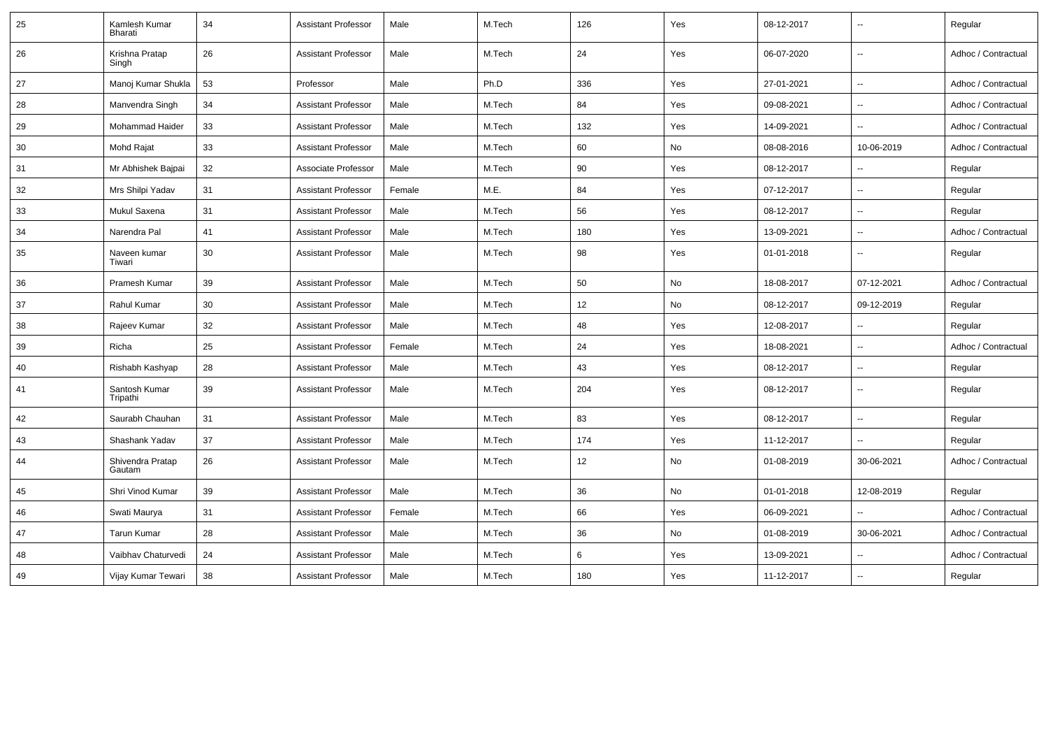| | | | | | | | | | | |
|---|---|---|---|---|---|---|---|---|---|---|
| 25 | Kamlesh Kumar Bharati | 34 | Assistant Professor | Male | M.Tech | 126 | Yes | 08-12-2017 | -- | Regular |
| 26 | Krishna Pratap Singh | 26 | Assistant Professor | Male | M.Tech | 24 | Yes | 06-07-2020 | -- | Adhoc / Contractual |
| 27 | Manoj Kumar Shukla | 53 | Professor | Male | Ph.D | 336 | Yes | 27-01-2021 | -- | Adhoc / Contractual |
| 28 | Manvendra Singh | 34 | Assistant Professor | Male | M.Tech | 84 | Yes | 09-08-2021 | -- | Adhoc / Contractual |
| 29 | Mohammad Haider | 33 | Assistant Professor | Male | M.Tech | 132 | Yes | 14-09-2021 | -- | Adhoc / Contractual |
| 30 | Mohd Rajat | 33 | Assistant Professor | Male | M.Tech | 60 | No | 08-08-2016 | 10-06-2019 | Adhoc / Contractual |
| 31 | Mr Abhishek Bajpai | 32 | Associate Professor | Male | M.Tech | 90 | Yes | 08-12-2017 | -- | Regular |
| 32 | Mrs Shilpi Yadav | 31 | Assistant Professor | Female | M.E. | 84 | Yes | 07-12-2017 | -- | Regular |
| 33 | Mukul Saxena | 31 | Assistant Professor | Male | M.Tech | 56 | Yes | 08-12-2017 | -- | Regular |
| 34 | Narendra Pal | 41 | Assistant Professor | Male | M.Tech | 180 | Yes | 13-09-2021 | -- | Adhoc / Contractual |
| 35 | Naveen kumar Tiwari | 30 | Assistant Professor | Male | M.Tech | 98 | Yes | 01-01-2018 | -- | Regular |
| 36 | Pramesh Kumar | 39 | Assistant Professor | Male | M.Tech | 50 | No | 18-08-2017 | 07-12-2021 | Adhoc / Contractual |
| 37 | Rahul Kumar | 30 | Assistant Professor | Male | M.Tech | 12 | No | 08-12-2017 | 09-12-2019 | Regular |
| 38 | Rajeev Kumar | 32 | Assistant Professor | Male | M.Tech | 48 | Yes | 12-08-2017 | -- | Regular |
| 39 | Richa | 25 | Assistant Professor | Female | M.Tech | 24 | Yes | 18-08-2021 | -- | Adhoc / Contractual |
| 40 | Rishabh Kashyap | 28 | Assistant Professor | Male | M.Tech | 43 | Yes | 08-12-2017 | -- | Regular |
| 41 | Santosh Kumar Tripathi | 39 | Assistant Professor | Male | M.Tech | 204 | Yes | 08-12-2017 | -- | Regular |
| 42 | Saurabh Chauhan | 31 | Assistant Professor | Male | M.Tech | 83 | Yes | 08-12-2017 | -- | Regular |
| 43 | Shashank Yadav | 37 | Assistant Professor | Male | M.Tech | 174 | Yes | 11-12-2017 | -- | Regular |
| 44 | Shivendra Pratap Gautam | 26 | Assistant Professor | Male | M.Tech | 12 | No | 01-08-2019 | 30-06-2021 | Adhoc / Contractual |
| 45 | Shri Vinod Kumar | 39 | Assistant Professor | Male | M.Tech | 36 | No | 01-01-2018 | 12-08-2019 | Regular |
| 46 | Swati Maurya | 31 | Assistant Professor | Female | M.Tech | 66 | Yes | 06-09-2021 | -- | Adhoc / Contractual |
| 47 | Tarun Kumar | 28 | Assistant Professor | Male | M.Tech | 36 | No | 01-08-2019 | 30-06-2021 | Adhoc / Contractual |
| 48 | Vaibhav Chaturvedi | 24 | Assistant Professor | Male | M.Tech | 6 | Yes | 13-09-2021 | -- | Adhoc / Contractual |
| 49 | Vijay Kumar Tewari | 38 | Assistant Professor | Male | M.Tech | 180 | Yes | 11-12-2017 | -- | Regular |